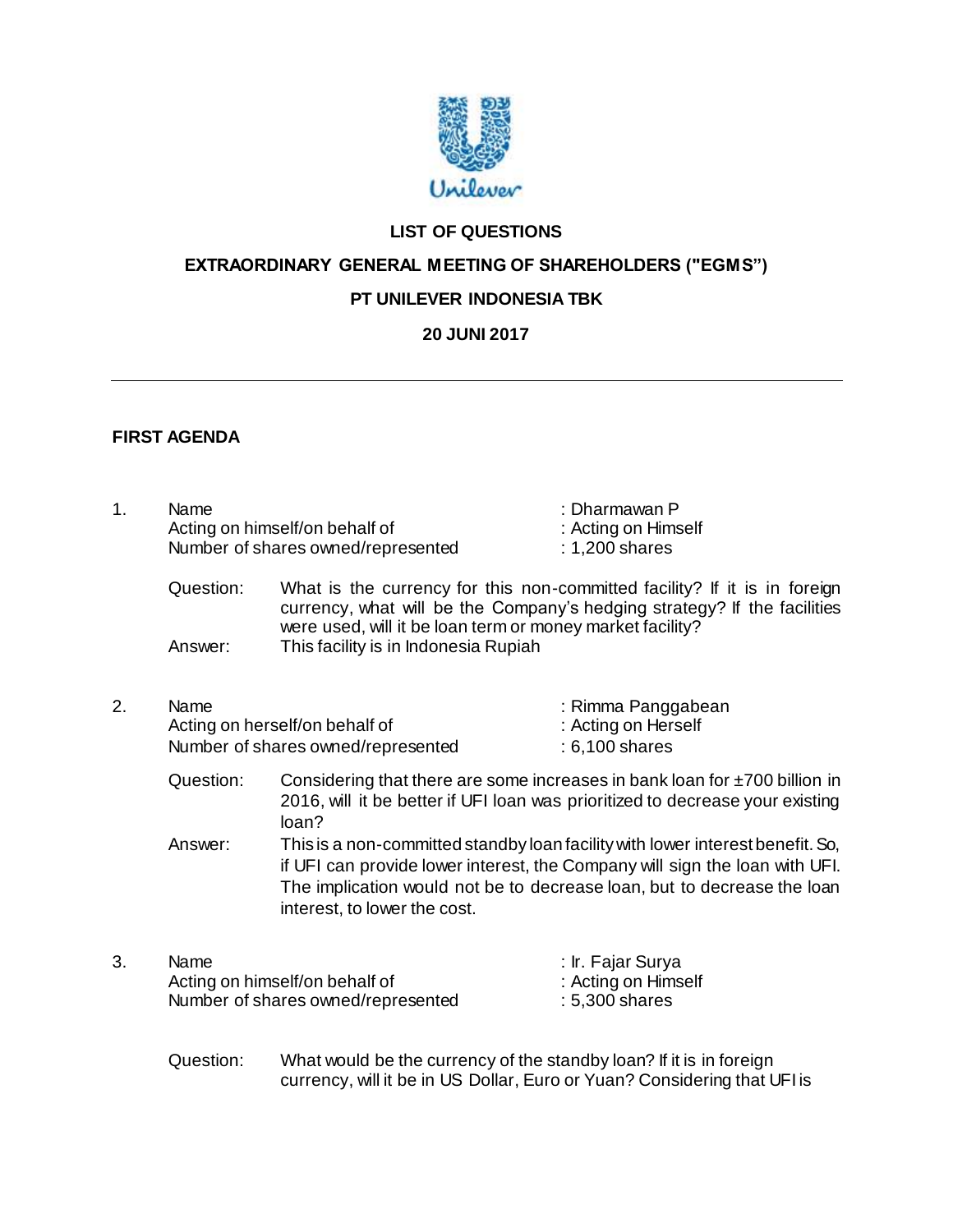Unilever

**LIST OF QUESTIONS**

**EXTRAORDINARY GENERAL MEETING OF SHAREHOLDERS ("EGMS")**

**PT UNILEVER INDONESIA TBK**

**20 JUNI 2017**

---

**FIRST AGENDA**

1. Name : Dharmawan P
   Acting on himself/on behalf of : Acting on Himself
   Number of shares owned/represented : 1,200 shares

   Question: What is the currency for this non-committed facility? If it is in foreign currency, what will be the Company's hedging strategy? If the facilities were used, will it be loan term or money market facility?

   Answer: This facility is in Indonesia Rupiah

2. Name : Rimma Panggabean
   Acting on herself/on behalf of : Acting on Herself
   Number of shares owned/represented : 6,100 shares

   Question: Considering that there are some increases in bank loan for ±700 billion in 2016, will it be better if UFI loan was prioritized to decrease your existing loan?

   Answer: This is a non-committed standby loan facility with lower interest benefit. So, if UFI can provide lower interest, the Company will sign the loan with UFI. The implication would not be to decrease loan, but to decrease the loan interest, to lower the cost.

3. Name : Ir. Fajar Surya
   Acting on himself/on behalf of : Acting on Himself
   Number of shares owned/represented : 5,300 shares

   Question: What would be the currency of the standby loan? If it is in foreign currency, will it be in US Dollar, Euro or Yuan? Considering that UFI is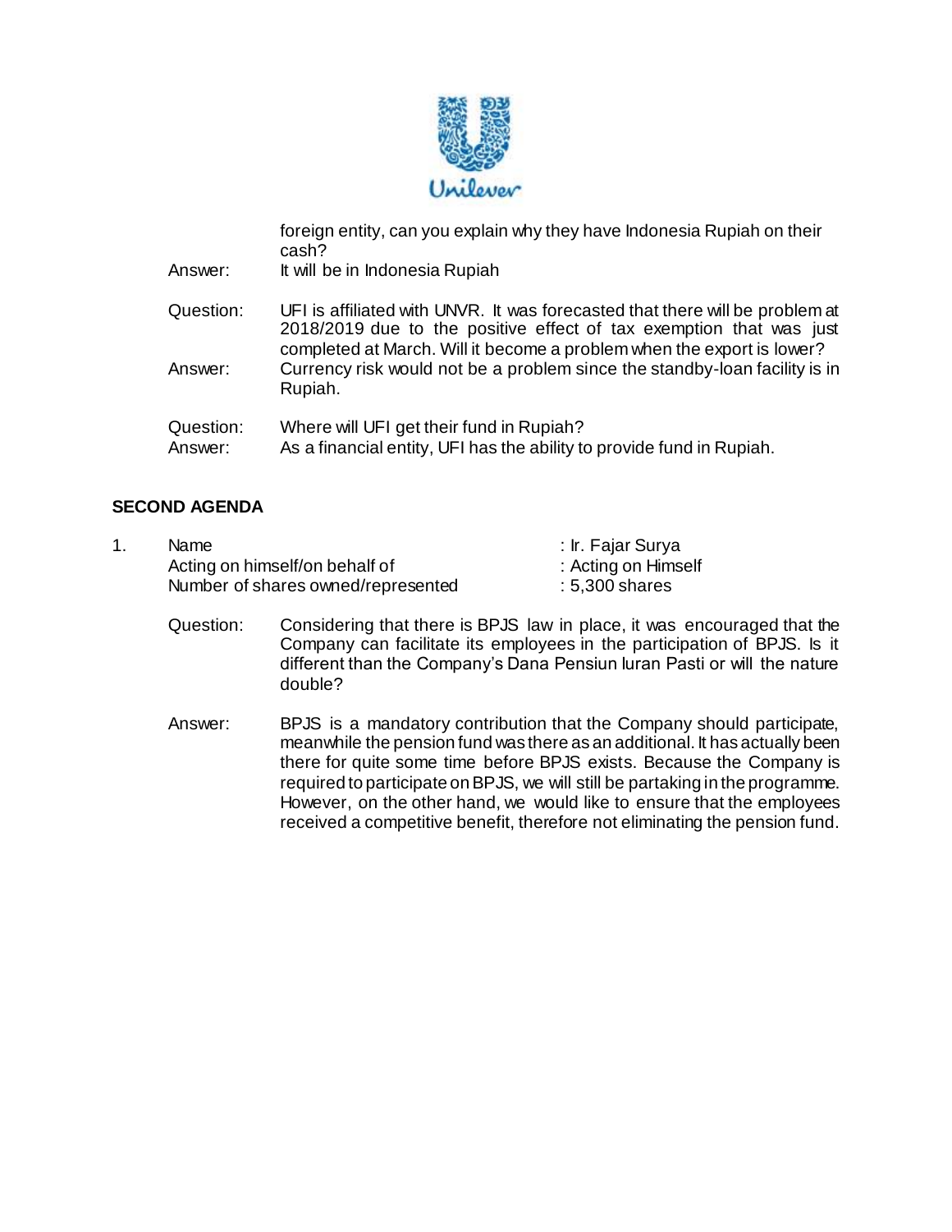foreign entity, can you explain why they have Indonesia Rupiah on their cash?

Answer: It will be in Indonesia Rupiah

Question: UFI is affiliated with UNVR. It was forecasted that there will be problem at 2018/2019 due to the positive effect of tax exemption that was just completed at March. Will it become a problem when the export is lower?

Answer: Currency risk would not be a problem since the standby-loan facility is in Rupiah.

Question: Where will UFI get their fund in Rupiah?

Answer: As a financial entity, UFI has the ability to provide fund in Rupiah.

**SECOND AGENDA**

1. Name : Ir. Fajar Surya
   Acting on himself/on behalf of : Acting on Himself
   Number of shares owned/represented : 5,300 shares

   Question: Considering that there is BPJS law in place, it was encouraged that the Company can facilitate its employees in the participation of BPJS. Is it different than the Company's Dana Pensiun Iuran Pasti or will the nature double?

   Answer: BPJS is a mandatory contribution that the Company should participate, meanwhile the pension fund was there as an additional. It has actually been there for quite some time before BPJS exists. Because the Company is required to participate on BPJS, we will still be partaking in the programme. However, on the other hand, we would like to ensure that the employees received a competitive benefit, therefore not eliminating the pension fund.